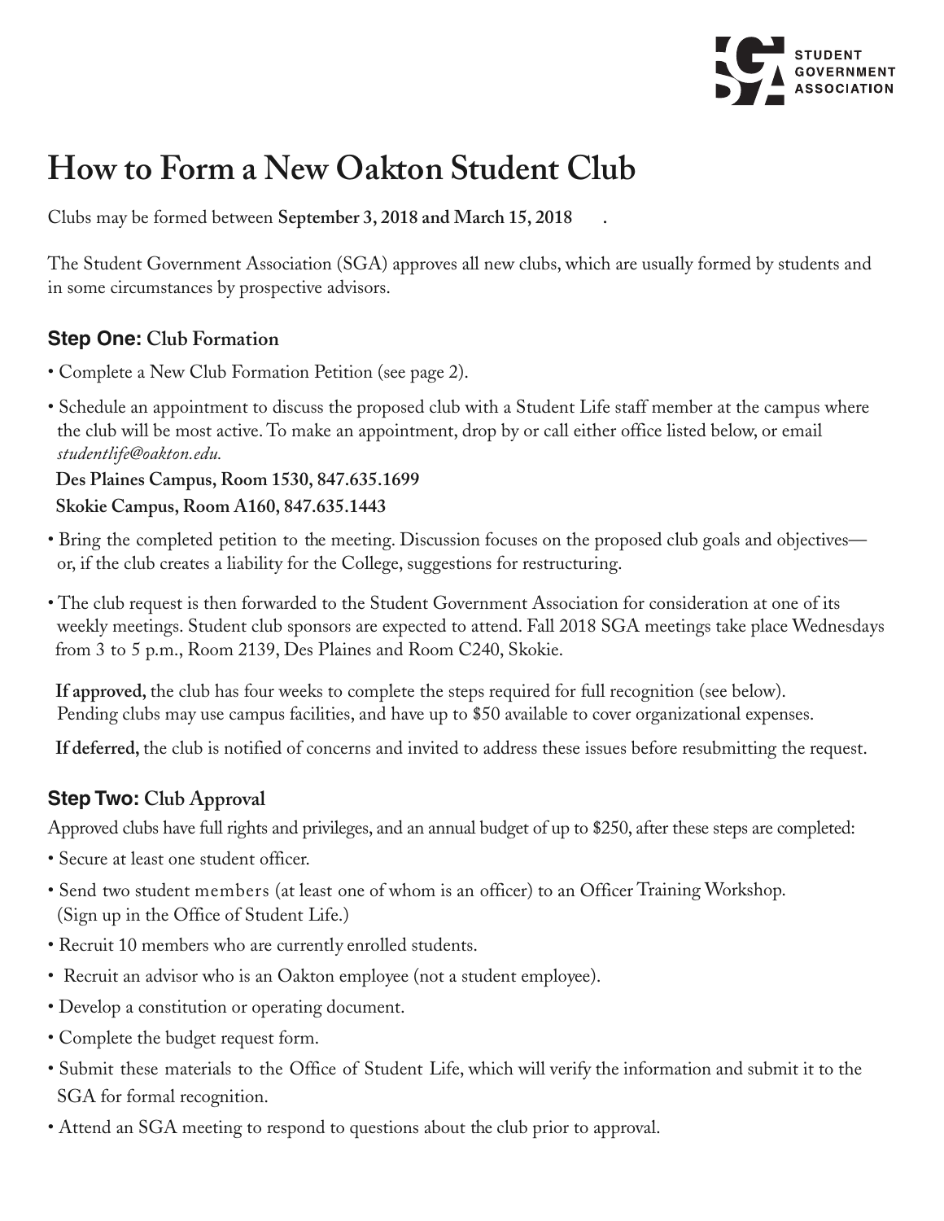# How to Form a New Oakton Student Club

Clubs may be formed between **September 3, 2018 and March 15, 2018** .

The Student Government Association (SGA) approves all new clubs, which are usually formed by students and in some circumstances by prospective advisors.

## Step One: Club Formation

- Complete a New Club Formation Petition (see page 2).
- Schedule an appointment to discuss the proposed club with a Student Life staff member at the campus where the club will be most active. To make an appointment, drop by or call either office listed below, or email *studentlife@oakton.edu.*

  **Des Plaines Campus, Room 1530, 847.635.1699**

  **Skokie Campus, Room A160, 847.635.1443**

- Bring the completed petition to the meeting. Discussion focuses on the proposed club goals and objectives—or, if the club creates a liability for the College, suggestions for restructuring.
- The club request is then forwarded to the Student Government Association for consideration at one of its weekly meetings. Student club sponsors are expected to attend. Fall 2018 SGA meetings take place Wednesdays from 3 to 5 p.m., Room 2139, Des Plaines and Room C240, Skokie.

  **If approved,** the club has four weeks to complete the steps required for full recognition (see below). Pending clubs may use campus facilities, and have up to $50 available to cover organizational expenses.

  **If deferred,** the club is notified of concerns and invited to address these issues before resubmitting the request.

## Step Two: Club Approval

Approved clubs have full rights and privileges, and an annual budget of up to $250, after these steps are completed:

- Secure at least one student officer.
- Send two student members (at least one of whom is an officer) to an Officer Training Workshop. (Sign up in the Office of Student Life.)
- Recruit 10 members who are currently enrolled students.
- Recruit an advisor who is an Oakton employee (not a student employee).
- Develop a constitution or operating document.
- Complete the budget request form.
- Submit these materials to the Office of Student Life, which will verify the information and submit it to the SGA for formal recognition.
- Attend an SGA meeting to respond to questions about the club prior to approval.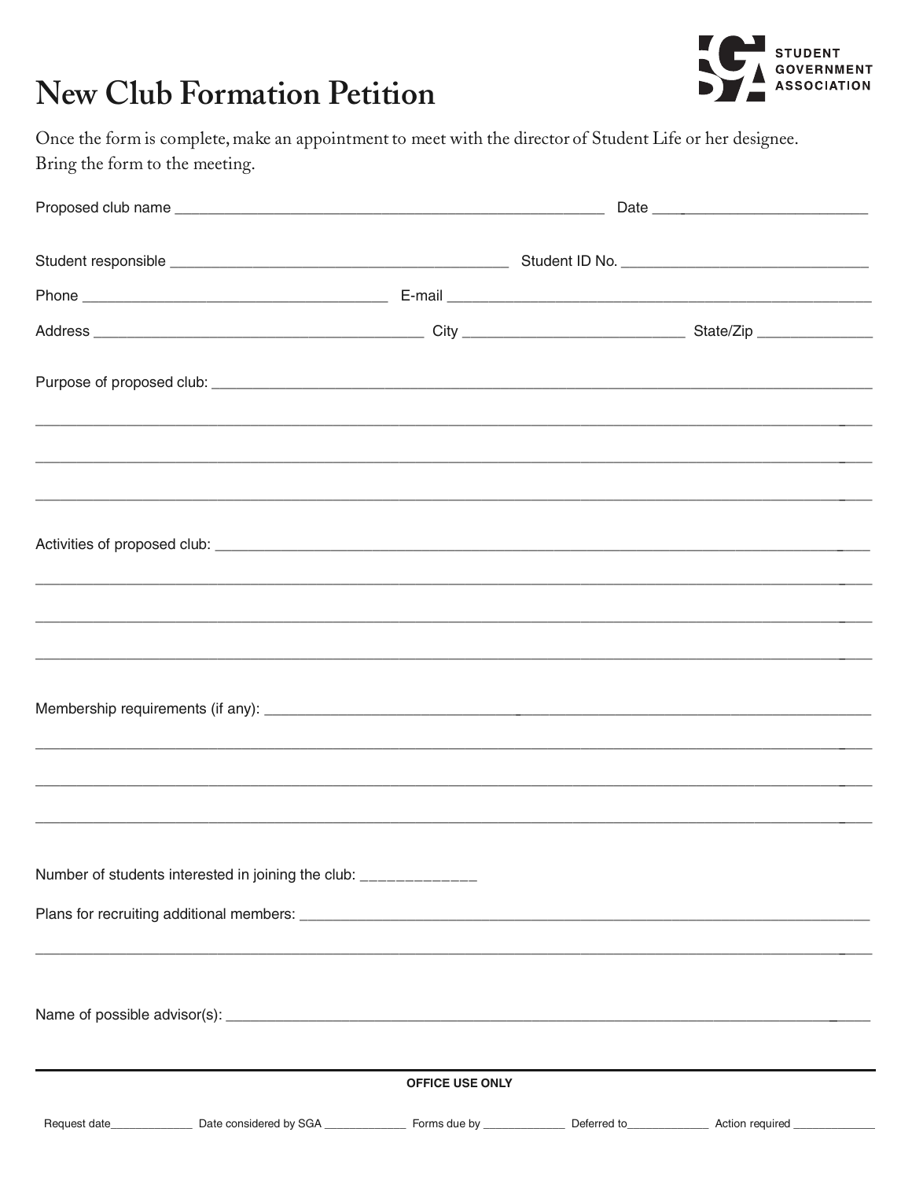# New Club Formation Petition

STUDENT GOVERNMENT ASSOCIATION

Once the form is complete, make an appointment to meet with the director of Student Life or her designee. Bring the form to the meeting.

Proposed club name ____________________________________________________ Date ________________________

Student responsible ________________________________________ Student ID No. ______________________________

Phone ____________________________________ E-mail __________________________________________________

Address ________________________________________ City ___________________________ State/Zip ______________

Purpose of proposed club: ________________________________________________________________________________

__________________________________________________________________________________________________

__________________________________________________________________________________________________

__________________________________________________________________________________________________

Activities of proposed club: _______________________________________________________________________________

__________________________________________________________________________________________________

__________________________________________________________________________________________________

__________________________________________________________________________________________________

Membership requirements (if any): __________________________________________________________________________

__________________________________________________________________________________________________

__________________________________________________________________________________________________

__________________________________________________________________________________________________

Number of students interested in joining the club: _____________

Plans for recruiting additional members: _____________________________________________________________________

__________________________________________________________________________________________________

Name of possible advisor(s): _______________________________________________________________________________

---

**OFFICE USE ONLY**

Request date_____________ Date considered by SGA _____________ Forms due by _____________ Deferred to_____________ Action required _____________